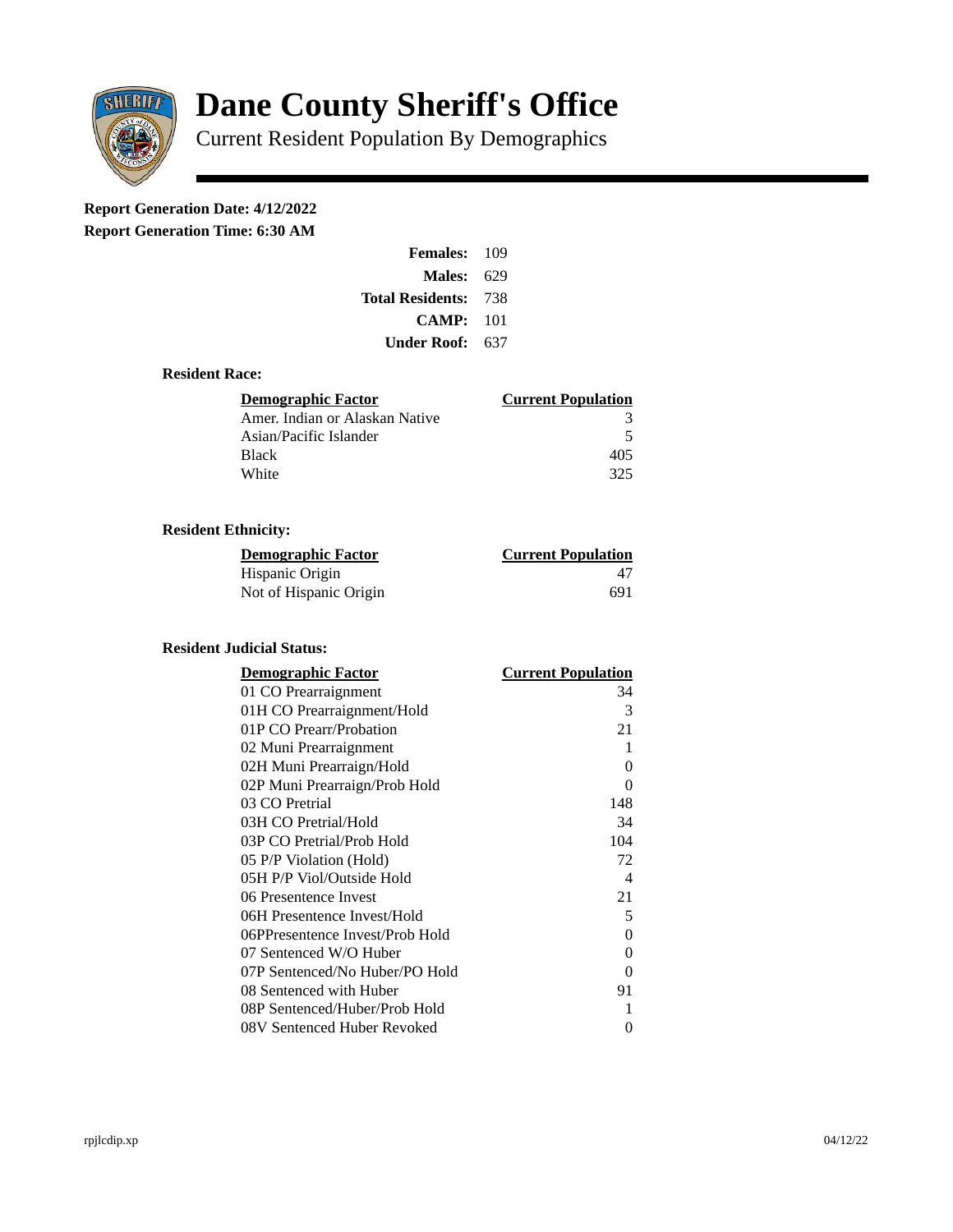# Dane County Sheriff's Office

Current Resident Population By Demographics

**Report Generation Date: 4/12/2022**
**Report Generation Time: 6:30 AM**

| | |
|---|---|
| **Females:** | 109 |
| **Males:** | 629 |
| **Total Residents:** | 738 |
| **CAMP:** | 101 |
| **Under Roof:** | 637 |

### Resident Race:

| Demographic Factor | Current Population |
|---|---|
| Amer. Indian or Alaskan Native | 3 |
| Asian/Pacific Islander | 5 |
| Black | 405 |
| White | 325 |

### Resident Ethnicity:

| Demographic Factor | Current Population |
|---|---|
| Hispanic Origin | 47 |
| Not of Hispanic Origin | 691 |

### Resident Judicial Status:

| Demographic Factor | Current Population |
|---|---|
| 01 CO Prearraignment | 34 |
| 01H CO Prearraignment/Hold | 3 |
| 01P CO Prearr/Probation | 21 |
| 02 Muni Prearraignment | 1 |
| 02H Muni Prearraign/Hold | 0 |
| 02P Muni Prearraign/Prob Hold | 0 |
| 03 CO Pretrial | 148 |
| 03H CO Pretrial/Hold | 34 |
| 03P CO Pretrial/Prob Hold | 104 |
| 05 P/P Violation (Hold) | 72 |
| 05H P/P Viol/Outside Hold | 4 |
| 06 Presentence Invest | 21 |
| 06H Presentence Invest/Hold | 5 |
| 06PPresentence Invest/Prob Hold | 0 |
| 07 Sentenced W/O Huber | 0 |
| 07P Sentenced/No Huber/PO Hold | 0 |
| 08 Sentenced with Huber | 91 |
| 08P Sentenced/Huber/Prob Hold | 1 |
| 08V Sentenced Huber Revoked | 0 |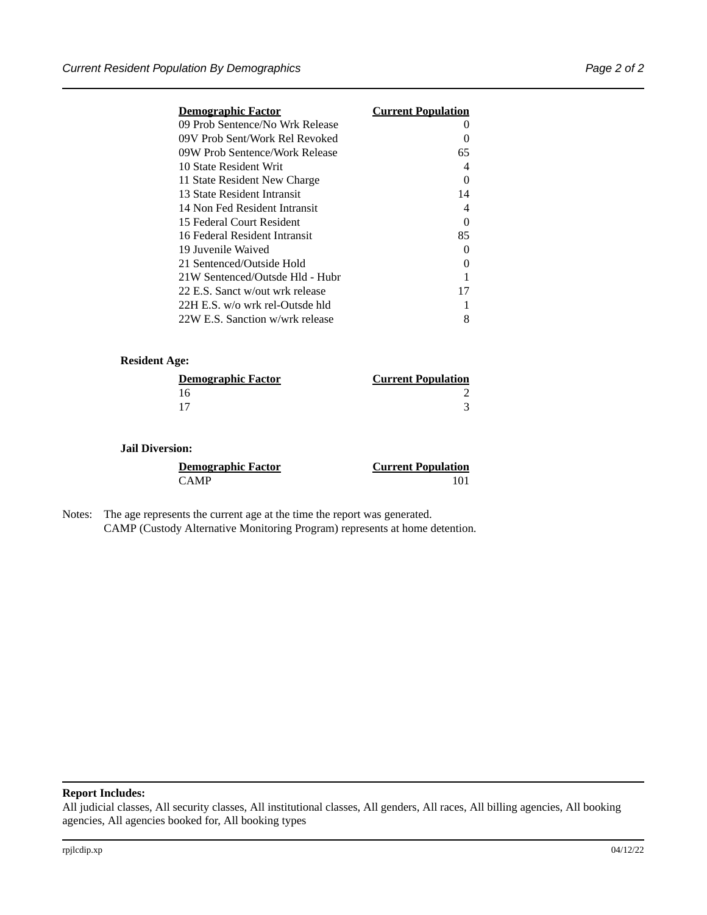| Demographic Factor | Current Population |
| --- | --- |
| 09 Prob Sentence/No Wrk Release | 0 |
| 09V Prob Sent/Work Rel Revoked | 0 |
| 09W Prob Sentence/Work Release | 65 |
| 10 State Resident Writ | 4 |
| 11 State Resident New Charge | 0 |
| 13 State Resident Intransit | 14 |
| 14 Non Fed Resident Intransit | 4 |
| 15 Federal Court Resident | 0 |
| 16 Federal Resident Intransit | 85 |
| 19 Juvenile Waived | 0 |
| 21 Sentenced/Outside Hold | 0 |
| 21W Sentenced/Outsde Hld - Hubr | 1 |
| 22 E.S. Sanct w/out wrk release | 17 |
| 22H E.S. w/o wrk rel-Outsde hld | 1 |
| 22W E.S. Sanction w/wrk release | 8 |

**Resident Age:**

| Demographic Factor | Current Population |
| --- | --- |
| 16 | 2 |
| 17 | 3 |

**Jail Diversion:**

| Demographic Factor | Current Population |
| --- | --- |
| CAMP | 101 |

Notes: The age represents the current age at the time the report was generated.
CAMP (Custody Alternative Monitoring Program) represents at home detention.

**Report Includes:**

All judicial classes, All security classes, All institutional classes, All genders, All races, All billing agencies, All booking agencies, All agencies booked for, All booking types

rpjlcdip.xp 04/12/22